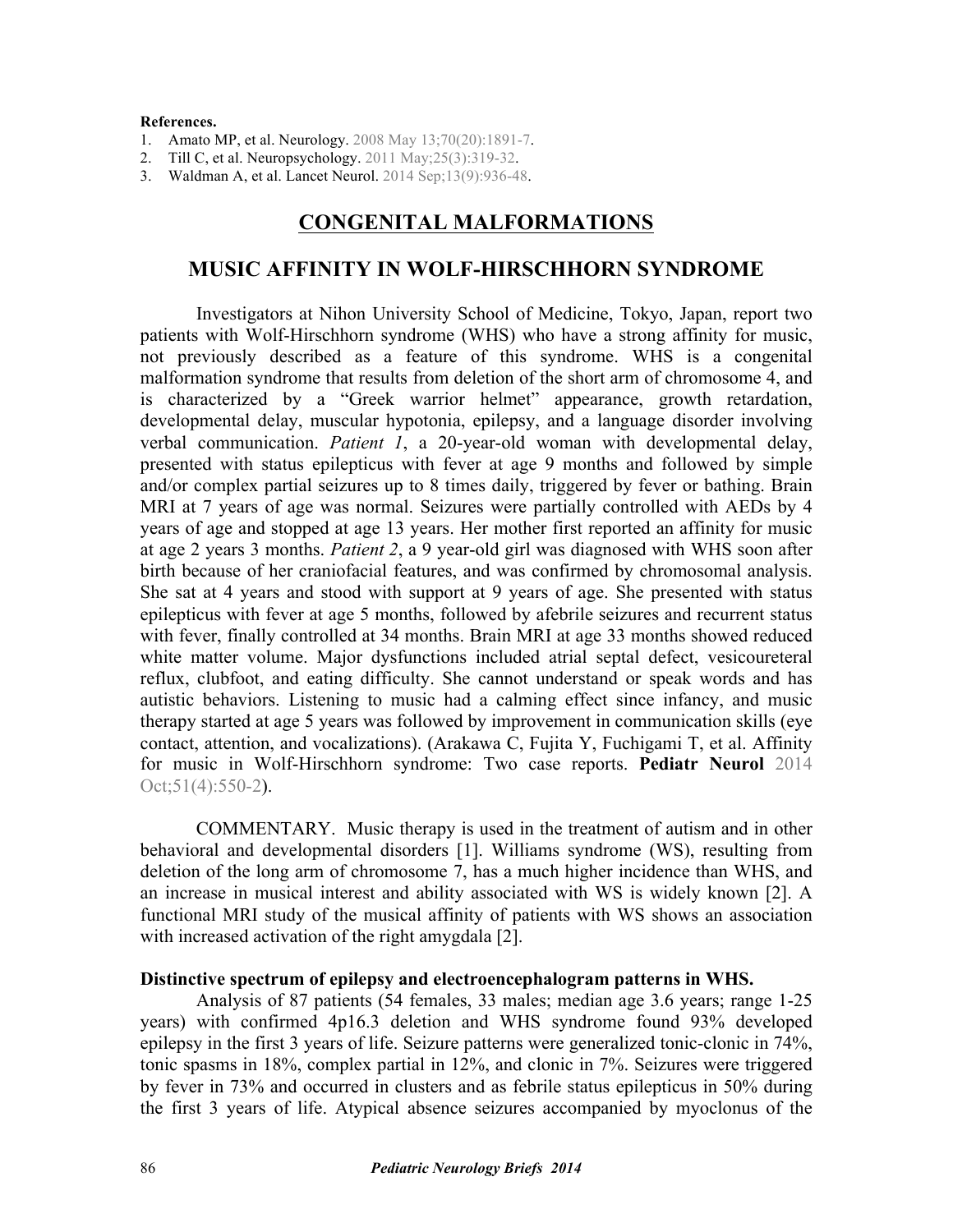**References.**

1. Amato MP, et al. Neurology. 2008 May 13;70(20):1891-7.
2. Till C, et al. Neuropsychology. 2011 May;25(3):319-32.
3. Waldman A, et al. Lancet Neurol. 2014 Sep;13(9):936-48.

# CONGENITAL MALFORMATIONS

## MUSIC AFFINITY IN WOLF-HIRSCHHORN SYNDROME

Investigators at Nihon University School of Medicine, Tokyo, Japan, report two patients with Wolf-Hirschhorn syndrome (WHS) who have a strong affinity for music, not previously described as a feature of this syndrome. WHS is a congenital malformation syndrome that results from deletion of the short arm of chromosome 4, and is characterized by a "Greek warrior helmet" appearance, growth retardation, developmental delay, muscular hypotonia, epilepsy, and a language disorder involving verbal communication. *Patient 1*, a 20-year-old woman with developmental delay, presented with status epilepticus with fever at age 9 months and followed by simple and/or complex partial seizures up to 8 times daily, triggered by fever or bathing. Brain MRI at 7 years of age was normal. Seizures were partially controlled with AEDs by 4 years of age and stopped at age 13 years. Her mother first reported an affinity for music at age 2 years 3 months. *Patient 2*, a 9 year-old girl was diagnosed with WHS soon after birth because of her craniofacial features, and was confirmed by chromosomal analysis. She sat at 4 years and stood with support at 9 years of age. She presented with status epilepticus with fever at age 5 months, followed by afebrile seizures and recurrent status with fever, finally controlled at 34 months. Brain MRI at age 33 months showed reduced white matter volume. Major dysfunctions included atrial septal defect, vesicoureteral reflux, clubfoot, and eating difficulty. She cannot understand or speak words and has autistic behaviors. Listening to music had a calming effect since infancy, and music therapy started at age 5 years was followed by improvement in communication skills (eye contact, attention, and vocalizations). (Arakawa C, Fujita Y, Fuchigami T, et al. Affinity for music in Wolf-Hirschhorn syndrome: Two case reports. **Pediatr Neurol** 2014 Oct;51(4):550-2).

COMMENTARY. Music therapy is used in the treatment of autism and in other behavioral and developmental disorders [1]. Williams syndrome (WS), resulting from deletion of the long arm of chromosome 7, has a much higher incidence than WHS, and an increase in musical interest and ability associated with WS is widely known [2]. A functional MRI study of the musical affinity of patients with WS shows an association with increased activation of the right amygdala [2].

**Distinctive spectrum of epilepsy and electroencephalogram patterns in WHS.**

Analysis of 87 patients (54 females, 33 males; median age 3.6 years; range 1-25 years) with confirmed 4p16.3 deletion and WHS syndrome found 93% developed epilepsy in the first 3 years of life. Seizure patterns were generalized tonic-clonic in 74%, tonic spasms in 18%, complex partial in 12%, and clonic in 7%. Seizures were triggered by fever in 73% and occurred in clusters and as febrile status epilepticus in 50% during the first 3 years of life. Atypical absence seizures accompanied by myoclonus of the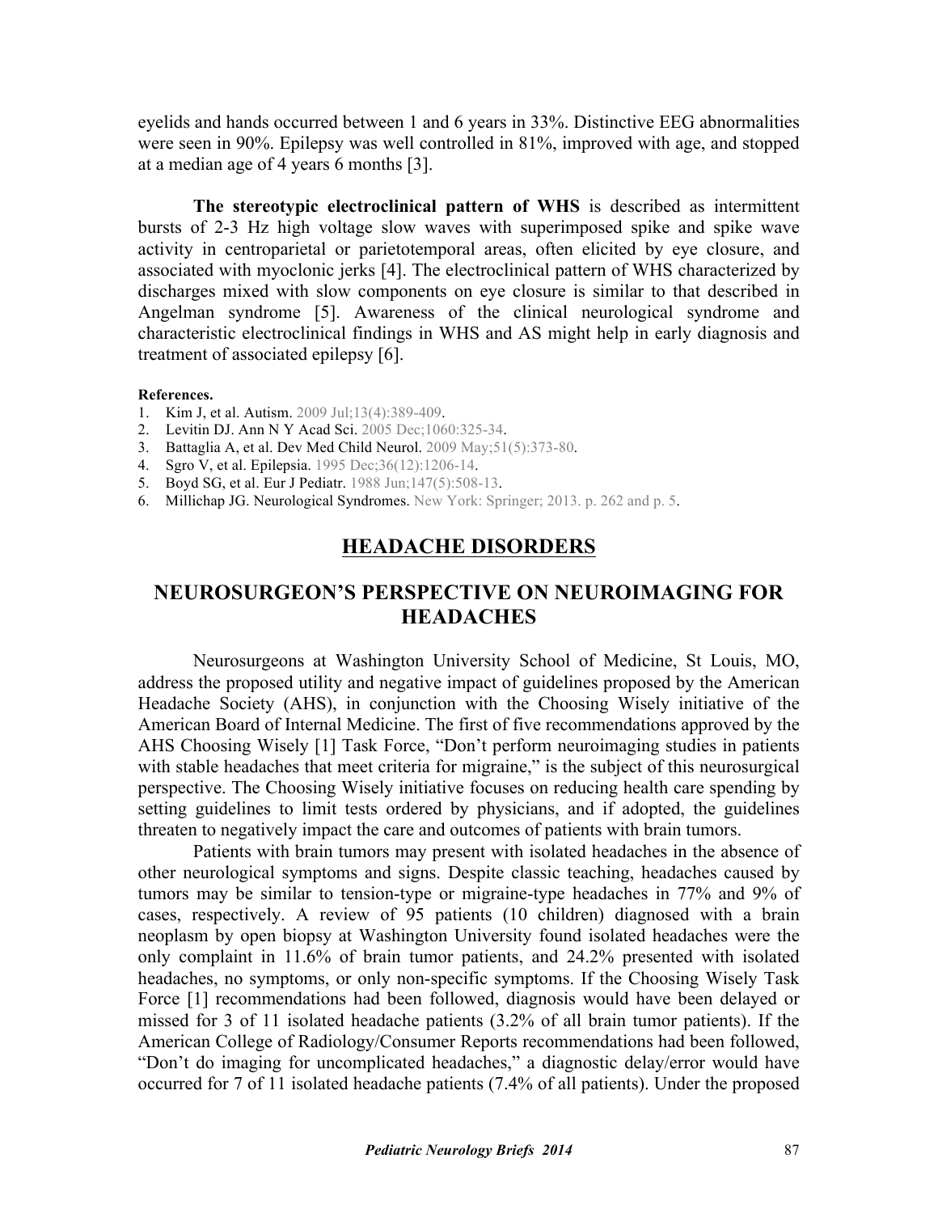eyelids and hands occurred between 1 and 6 years in 33%. Distinctive EEG abnormalities were seen in 90%. Epilepsy was well controlled in 81%, improved with age, and stopped at a median age of 4 years 6 months [3].

**The stereotypic electroclinical pattern of WHS** is described as intermittent bursts of 2-3 Hz high voltage slow waves with superimposed spike and spike wave activity in centroparietal or parietotemporal areas, often elicited by eye closure, and associated with myoclonic jerks [4]. The electroclinical pattern of WHS characterized by discharges mixed with slow components on eye closure is similar to that described in Angelman syndrome [5]. Awareness of the clinical neurological syndrome and characteristic electroclinical findings in WHS and AS might help in early diagnosis and treatment of associated epilepsy [6].

**References.**

1. Kim J, et al. Autism. 2009 Jul;13(4):389-409.
2. Levitin DJ. Ann N Y Acad Sci. 2005 Dec;1060:325-34.
3. Battaglia A, et al. Dev Med Child Neurol. 2009 May;51(5):373-80.
4. Sgro V, et al. Epilepsia. 1995 Dec;36(12):1206-14.
5. Boyd SG, et al. Eur J Pediatr. 1988 Jun;147(5):508-13.
6. Millichap JG. Neurological Syndromes. New York: Springer; 2013. p. 262 and p. 5.

# HEADACHE DISORDERS

## NEUROSURGEON'S PERSPECTIVE ON NEUROIMAGING FOR HEADACHES

Neurosurgeons at Washington University School of Medicine, St Louis, MO, address the proposed utility and negative impact of guidelines proposed by the American Headache Society (AHS), in conjunction with the Choosing Wisely initiative of the American Board of Internal Medicine. The first of five recommendations approved by the AHS Choosing Wisely [1] Task Force, "Don't perform neuroimaging studies in patients with stable headaches that meet criteria for migraine," is the subject of this neurosurgical perspective. The Choosing Wisely initiative focuses on reducing health care spending by setting guidelines to limit tests ordered by physicians, and if adopted, the guidelines threaten to negatively impact the care and outcomes of patients with brain tumors.

Patients with brain tumors may present with isolated headaches in the absence of other neurological symptoms and signs. Despite classic teaching, headaches caused by tumors may be similar to tension-type or migraine-type headaches in 77% and 9% of cases, respectively. A review of 95 patients (10 children) diagnosed with a brain neoplasm by open biopsy at Washington University found isolated headaches were the only complaint in 11.6% of brain tumor patients, and 24.2% presented with isolated headaches, no symptoms, or only non-specific symptoms. If the Choosing Wisely Task Force [1] recommendations had been followed, diagnosis would have been delayed or missed for 3 of 11 isolated headache patients (3.2% of all brain tumor patients). If the American College of Radiology/Consumer Reports recommendations had been followed, "Don't do imaging for uncomplicated headaches," a diagnostic delay/error would have occurred for 7 of 11 isolated headache patients (7.4% of all patients). Under the proposed